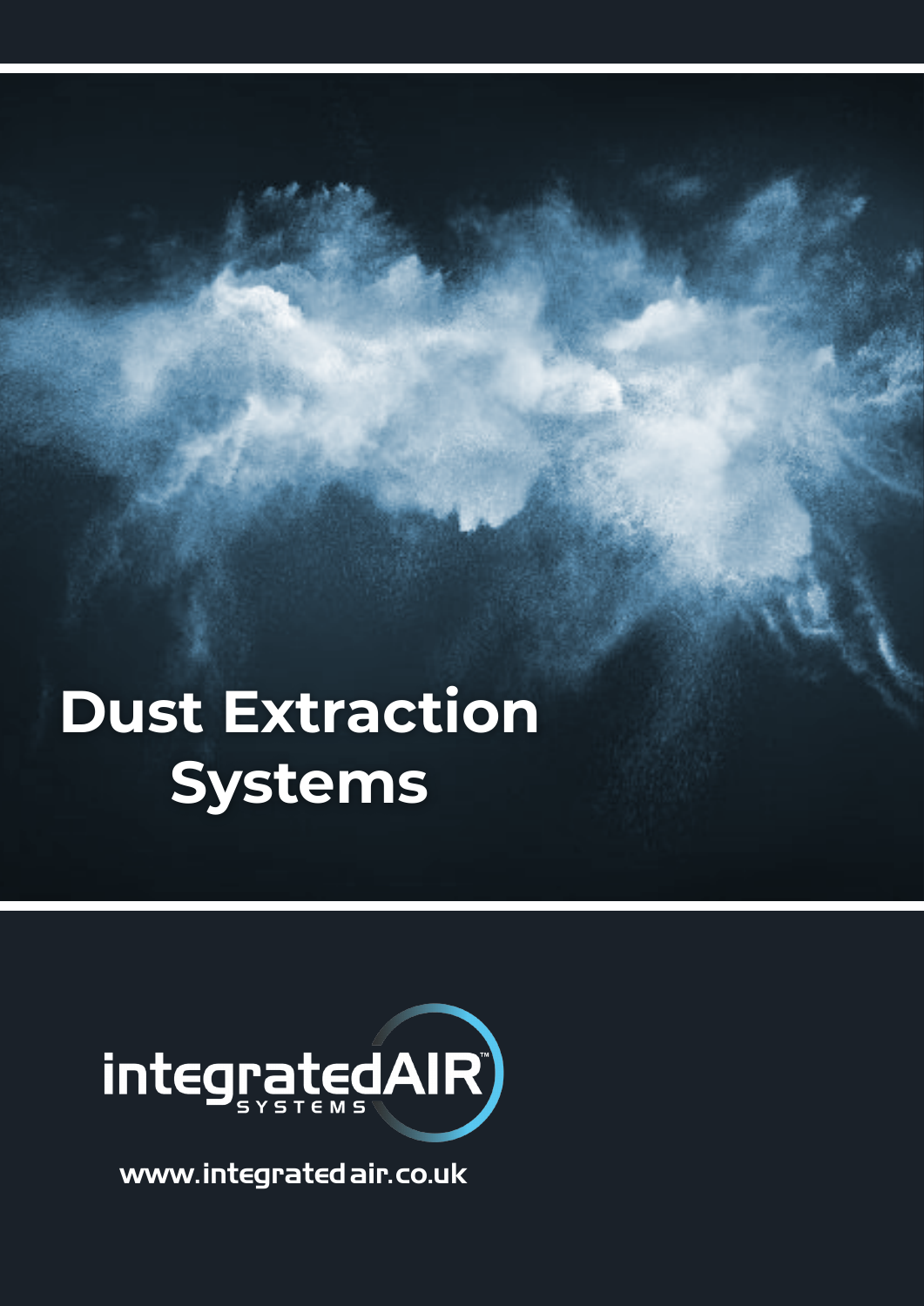# Dust Extraction Systems

integratedAIR™ SYSTEMS

www.integratedair.co.uk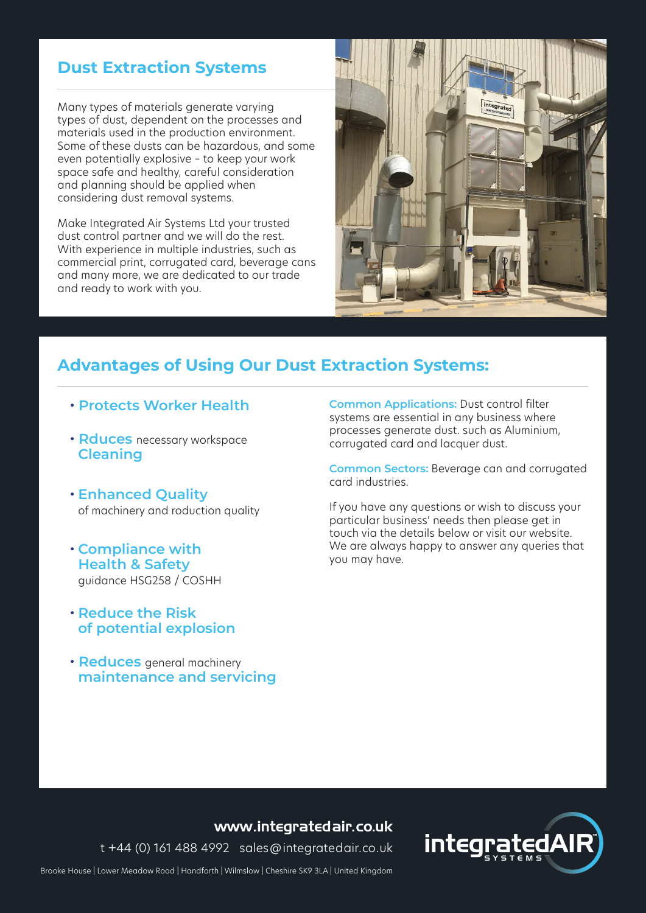## Dust Extraction Systems

Many types of materials generate varying types of dust, dependent on the processes and materials used in the production environment. Some of these dusts can be hazardous, and some even potentially explosive - to keep your work space safe and healthy, careful consideration and planning should be applied when considering dust removal systems.

Make Integrated Air Systems Ltd your trusted dust control partner and we will do the rest. With experience in multiple industries, such as commercial print, corrugated card, beverage cans and many more, we are dedicated to our trade and ready to work with you.

## Advantages of Using Our Dust Extraction Systems:

- **Protects Worker Health**
- **Rduces** necessary workspace **Cleaning**
- **Enhanced Quality** of machinery and roduction quality
- **Compliance with Health & Safety** guidance HSG258 / COSHH
- **Reduce the Risk of potential explosion**
- **Reduces** general machinery **maintenance and servicing**

**Common Applications:** Dust control filter systems are essential in any business where processes generate dust. such as Aluminium, corrugated card and lacquer dust.

**Common Sectors:** Beverage can and corrugated card industries.

If you have any questions or wish to discuss your particular business' needs then please get in touch via the details below or visit our website. We are always happy to answer any queries that you may have.

**www.integratedair.co.uk**

t +44 (0) 161 488 4992 sales@integratedair.co.uk

Brooke House | Lower Meadow Road | Handforth | Wilmslow | Cheshire SK9 3LA | United Kingdom

integratedAIR SYSTEMS